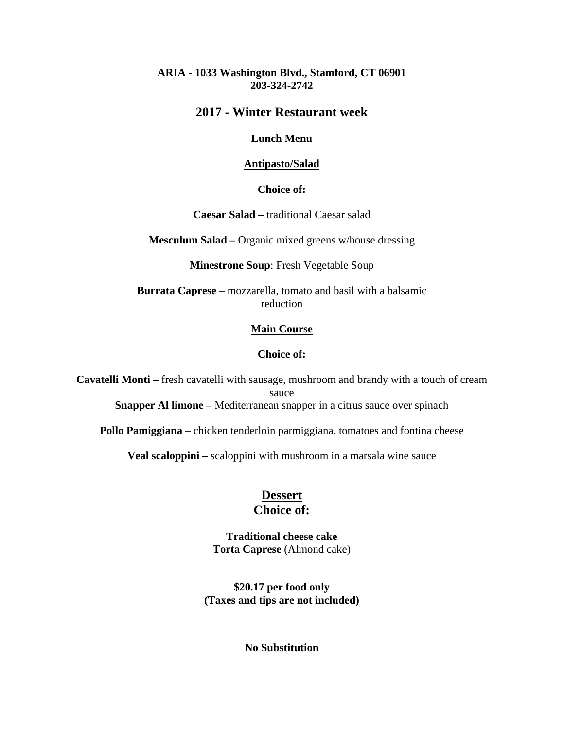**ARIA - 1033 Washington Blvd., Stamford, CT 06901**
**203-324-2742**

# 2017 - Winter Restaurant week

## Lunch Menu

### Antipasto/Salad

**Choice of:**

**Caesar Salad –** traditional Caesar salad

**Mesculum Salad –** Organic mixed greens w/house dressing

**Minestrone Soup**: Fresh Vegetable Soup

**Burrata Caprese** – mozzarella, tomato and basil with a balsamic reduction

### Main Course

**Choice of:**

**Cavatelli Monti –** fresh cavatelli with sausage, mushroom and brandy with a touch of cream sauce

**Snapper Al limone** – Mediterranean snapper in a citrus sauce over spinach

**Pollo Pamiggiana** – chicken tenderloin parmiggiana, tomatoes and fontina cheese

**Veal scaloppini –** scaloppini with mushroom in a marsala wine sauce

### Dessert

**Choice of:**

**Traditional cheese cake**
**Torta Caprese** (Almond cake)

**$20.17 per food only**
**(Taxes and tips are not included)**

**No Substitution**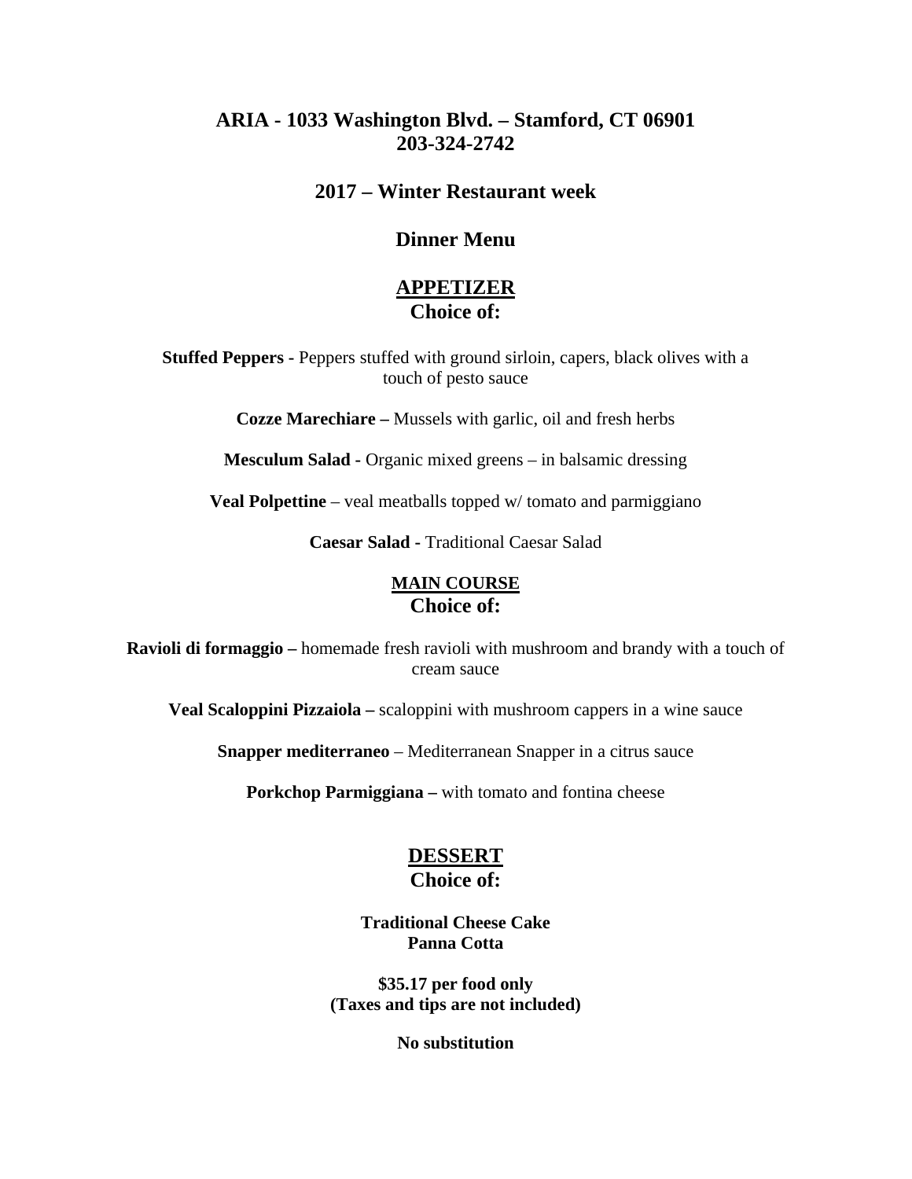## ARIA - 1033 Washington Blvd. – Stamford, CT 06901
## 203-324-2742

## 2017 – Winter Restaurant week

## Dinner Menu

### APPETIZER
**Choice of:**

**Stuffed Peppers -** Peppers stuffed with ground sirloin, capers, black olives with a touch of pesto sauce

**Cozze Marechiare –** Mussels with garlic, oil and fresh herbs

**Mesculum Salad -** Organic mixed greens – in balsamic dressing

**Veal Polpettine** – veal meatballs topped w/ tomato and parmiggiano

**Caesar Salad -** Traditional Caesar Salad

### MAIN COURSE
**Choice of:**

**Ravioli di formaggio –** homemade fresh ravioli with mushroom and brandy with a touch of cream sauce

**Veal Scaloppini Pizzaiola –** scaloppini with mushroom cappers in a wine sauce

**Snapper mediterraneo** – Mediterranean Snapper in a citrus sauce

**Porkchop Parmiggiana –** with tomato and fontina cheese

### DESSERT
**Choice of:**

**Traditional Cheese Cake**
**Panna Cotta**

**$35.17 per food only**
**(Taxes and tips are not included)**

**No substitution**